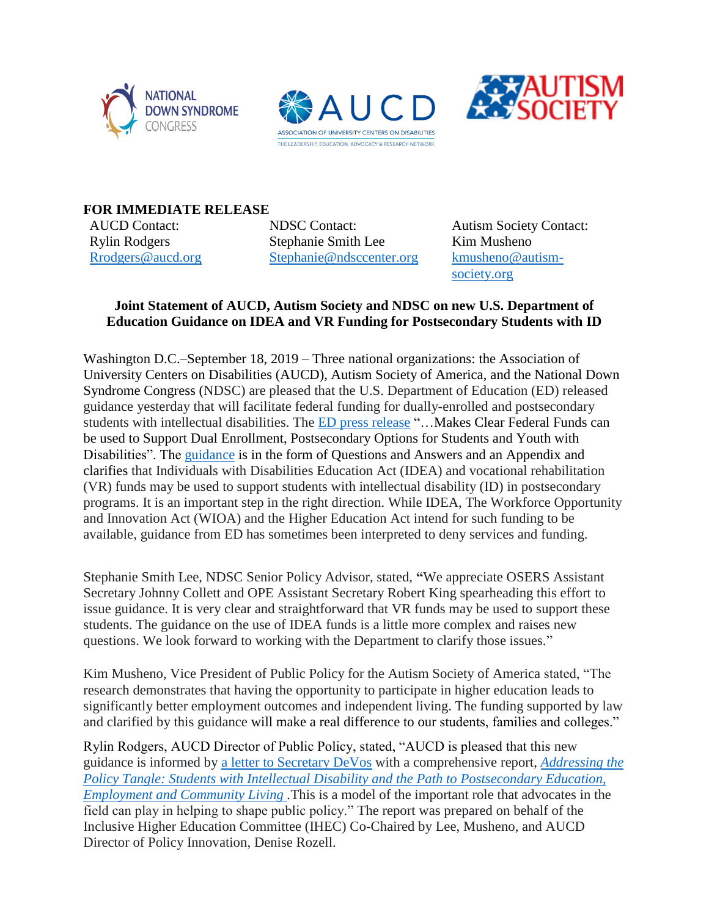**FOR IMMEDIATE RELEASE**

| AUCD Contact: | NDSC Contact: | Autism Society Contact: |
|---|---|---|
| Rylin Rodgers | Stephanie Smith Lee | Kim Musheno |
| Rrodgers@aucd.org | Stephanie@ndsccenter.org | kmusheno@autism-society.org |

**Joint Statement of AUCD, Autism Society and NDSC on new U.S. Department of Education Guidance on IDEA and VR Funding for Postsecondary Students with ID**

Washington D.C.–September 18, 2019 – Three national organizations: the Association of University Centers on Disabilities (AUCD), Autism Society of America, and the National Down Syndrome Congress (NDSC) are pleased that the U.S. Department of Education (ED) released guidance yesterday that will facilitate federal funding for dually-enrolled and postsecondary students with intellectual disabilities. The ED press release "…Makes Clear Federal Funds can be used to Support Dual Enrollment, Postsecondary Options for Students and Youth with Disabilities". The guidance is in the form of Questions and Answers and an Appendix and clarifies that Individuals with Disabilities Education Act (IDEA) and vocational rehabilitation (VR) funds may be used to support students with intellectual disability (ID) in postsecondary programs. It is an important step in the right direction. While IDEA, The Workforce Opportunity and Innovation Act (WIOA) and the Higher Education Act intend for such funding to be available, guidance from ED has sometimes been interpreted to deny services and funding.

Stephanie Smith Lee, NDSC Senior Policy Advisor, stated, **"**We appreciate OSERS Assistant Secretary Johnny Collett and OPE Assistant Secretary Robert King spearheading this effort to issue guidance. It is very clear and straightforward that VR funds may be used to support these students. The guidance on the use of IDEA funds is a little more complex and raises new questions. We look forward to working with the Department to clarify those issues."

Kim Musheno, Vice President of Public Policy for the Autism Society of America stated, "The research demonstrates that having the opportunity to participate in higher education leads to significantly better employment outcomes and independent living. The funding supported by law and clarified by this guidance will make a real difference to our students, families and colleges."

Rylin Rodgers, AUCD Director of Public Policy, stated, "AUCD is pleased that this new guidance is informed by a letter to Secretary DeVos with a comprehensive report, *Addressing the Policy Tangle: Students with Intellectual Disability and the Path to Postsecondary Education, Employment and Community Living* .This is a model of the important role that advocates in the field can play in helping to shape public policy." The report was prepared on behalf of the Inclusive Higher Education Committee (IHEC) Co-Chaired by Lee, Musheno, and AUCD Director of Policy Innovation, Denise Rozell.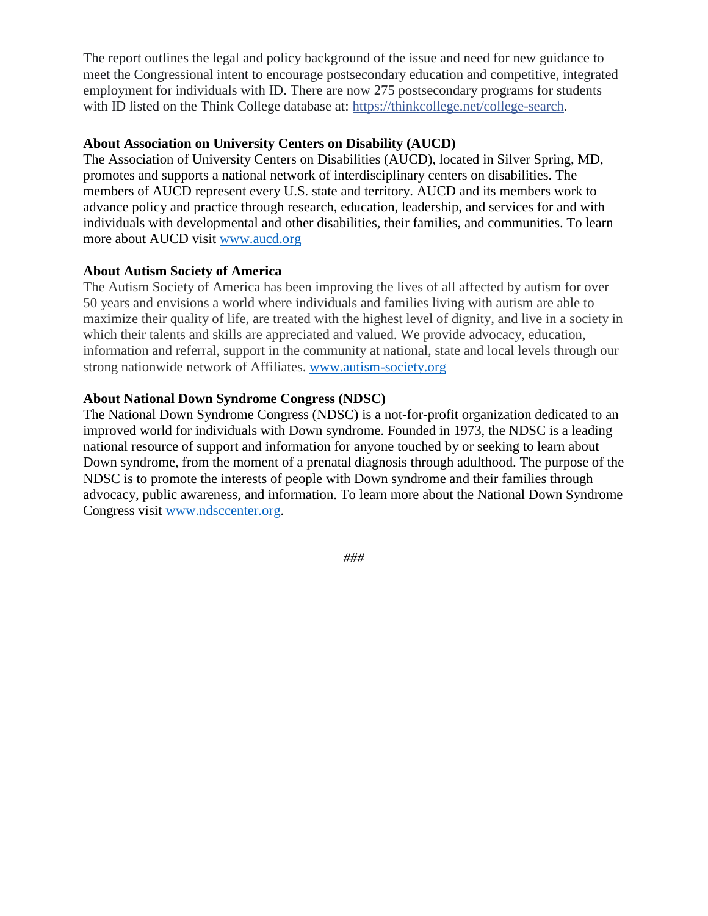The report outlines the legal and policy background of the issue and need for new guidance to meet the Congressional intent to encourage postsecondary education and competitive, integrated employment for individuals with ID. There are now 275 postsecondary programs for students with ID listed on the Think College database at: https://thinkcollege.net/college-search.

**About Association on University Centers on Disability (AUCD)**

The Association of University Centers on Disabilities (AUCD), located in Silver Spring, MD, promotes and supports a national network of interdisciplinary centers on disabilities. The members of AUCD represent every U.S. state and territory. AUCD and its members work to advance policy and practice through research, education, leadership, and services for and with individuals with developmental and other disabilities, their families, and communities. To learn more about AUCD visit www.aucd.org

**About Autism Society of America**

The Autism Society of America has been improving the lives of all affected by autism for over 50 years and envisions a world where individuals and families living with autism are able to maximize their quality of life, are treated with the highest level of dignity, and live in a society in which their talents and skills are appreciated and valued. We provide advocacy, education, information and referral, support in the community at national, state and local levels through our strong nationwide network of Affiliates. www.autism-society.org

**About National Down Syndrome Congress (NDSC)**

The National Down Syndrome Congress (NDSC) is a not-for-profit organization dedicated to an improved world for individuals with Down syndrome. Founded in 1973, the NDSC is a leading national resource of support and information for anyone touched by or seeking to learn about Down syndrome, from the moment of a prenatal diagnosis through adulthood. The purpose of the NDSC is to promote the interests of people with Down syndrome and their families through advocacy, public awareness, and information. To learn more about the National Down Syndrome Congress visit www.ndsccenter.org.

###